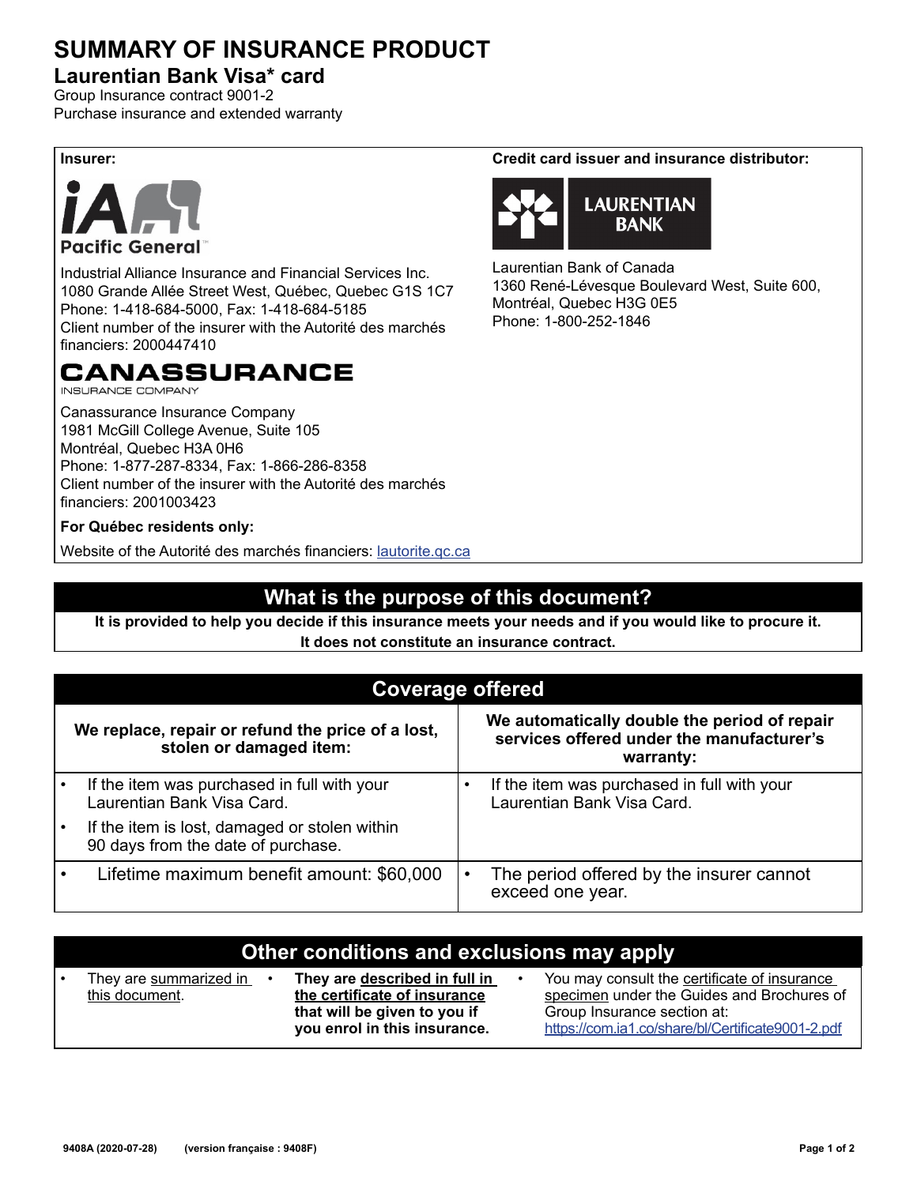# SUMMARY OF INSURANCE PRODUCT

## Laurentian Bank Visa* card

Group Insurance contract 9001-2

Purchase insurance and extended warranty

**Insurer:**

iA Pacific General

Industrial Alliance Insurance and Financial Services Inc.
1080 Grande Allée Street West, Québec, Quebec G1S 1C7
Phone: 1-418-684-5000, Fax: 1-418-684-5185
Client number of the insurer with the Autorité des marchés financiers: 2000447410

CANASSURANCE INSURANCE COMPANY

Canassurance Insurance Company
1981 McGill College Avenue, Suite 105
Montréal, Quebec H3A 0H6
Phone: 1-877-287-8334, Fax: 1-866-286-8358
Client number of the insurer with the Autorité des marchés financiers: 2001003423

**For Québec residents only:**

Website of the Autorité des marchés financiers: lautorite.qc.ca

**Credit card issuer and insurance distributor:**

LAURENTIAN BANK

Laurentian Bank of Canada
1360 René-Lévesque Boulevard West, Suite 600,
Montréal, Quebec H3G 0E5
Phone: 1-800-252-1846

## What is the purpose of this document?

**It is provided to help you decide if this insurance meets your needs and if you would like to procure it. It does not constitute an insurance contract.**

## Coverage offered

| We replace, repair or refund the price of a lost, stolen or damaged item: | We automatically double the period of repair services offered under the manufacturer's warranty: |
|---|---|
| • If the item was purchased in full with your Laurentian Bank Visa Card.<br>• If the item is lost, damaged or stolen within 90 days from the date of purchase. | • If the item was purchased in full with your Laurentian Bank Visa Card. |
| • Lifetime maximum benefit amount: $60,000 | • The period offered by the insurer cannot exceed one year. |

## Other conditions and exclusions may apply

- They are summarized in this document.
- **They are described in full in the certificate of insurance that will be given to you if you enrol in this insurance.**
- You may consult the certificate of insurance specimen under the Guides and Brochures of Group Insurance section at: https://com.ia1.co/share/bl/Certificate9001-2.pdf

9408A (2020-07-28) (version française : 9408F)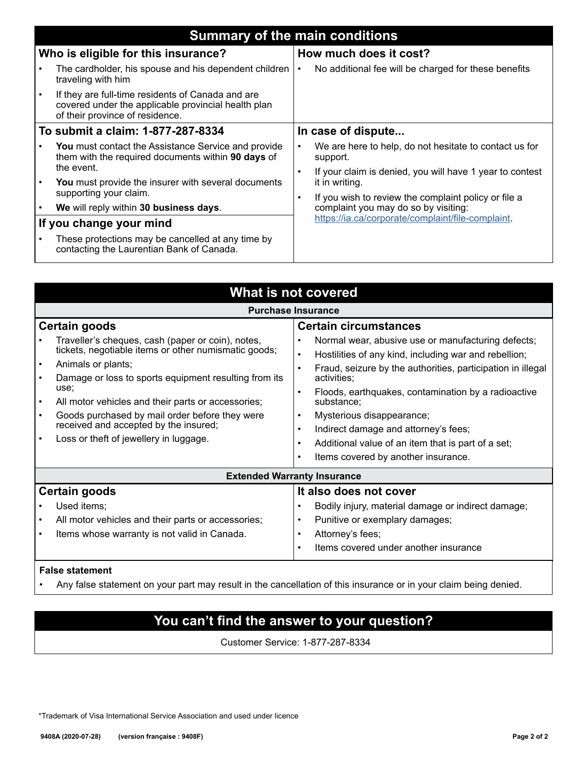## Summary of the main conditions

### Who is eligible for this insurance?

- The cardholder, his spouse and his dependent children traveling with him
- If they are full-time residents of Canada and are covered under the applicable provincial health plan of their province of residence.

### How much does it cost?

- No additional fee will be charged for these benefits

### To submit a claim: 1-877-287-8334

- **You** must contact the Assistance Service and provide them with the required documents within **90 days** of the event.
- **You** must provide the insurer with several documents supporting your claim.
- **We** will reply within **30 business days**.

### In case of dispute...

- We are here to help, do not hesitate to contact us for support.
- If your claim is denied, you will have 1 year to contest it in writing.
- If you wish to review the complaint policy or file a complaint you may do so by visiting: https://ia.ca/corporate/complaint/file-complaint.

### If you change your mind

- These protections may be cancelled at any time by contacting the Laurentian Bank of Canada.

## What is not covered

### Purchase Insurance

#### Certain goods

- Traveller's cheques, cash (paper or coin), notes, tickets, negotiable items or other numismatic goods;
- Animals or plants;
- Damage or loss to sports equipment resulting from its use;
- All motor vehicles and their parts or accessories;
- Goods purchased by mail order before they were received and accepted by the insured;
- Loss or theft of jewellery in luggage.

#### Certain circumstances

- Normal wear, abusive use or manufacturing defects;
- Hostilities of any kind, including war and rebellion;
- Fraud, seizure by the authorities, participation in illegal activities;
- Floods, earthquakes, contamination by a radioactive substance;
- Mysterious disappearance;
- Indirect damage and attorney's fees;
- Additional value of an item that is part of a set;
- Items covered by another insurance.

### Extended Warranty Insurance

#### Certain goods

- Used items;
- All motor vehicles and their parts or accessories;
- Items whose warranty is not valid in Canada.

#### It also does not cover

- Bodily injury, material damage or indirect damage;
- Punitive or exemplary damages;
- Attorney's fees;
- Items covered under another insurance

#### False statement

- Any false statement on your part may result in the cancellation of this insurance or in your claim being denied.

## You can't find the answer to your question?

Customer Service: 1-877-287-8334

*Trademark of Visa International Service Association and used under licence

9408A (2020-07-28) (version française : 9408F)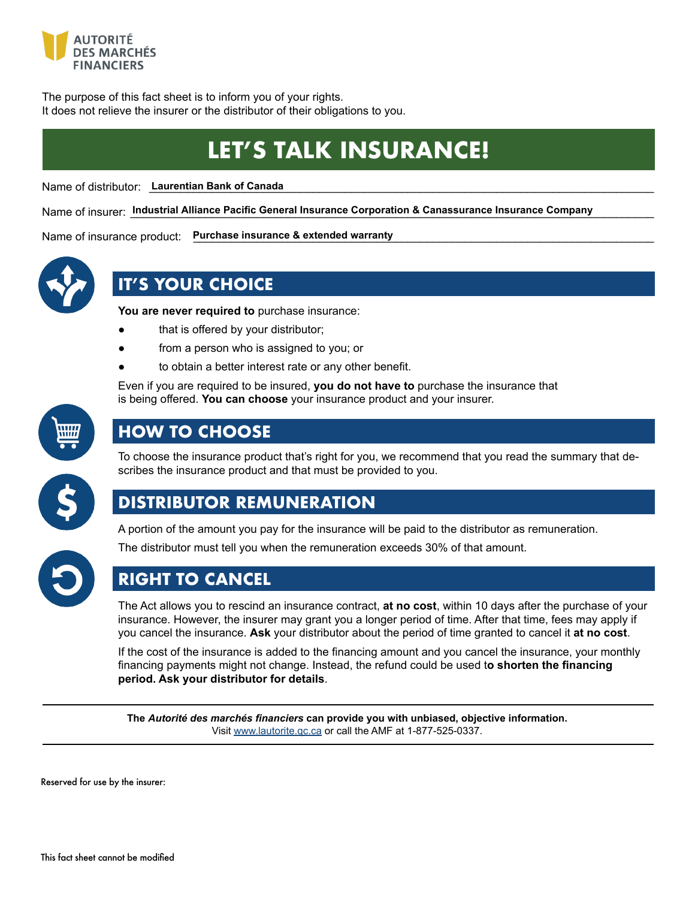AUTORITÉ DES MARCHÉS FINANCIERS

The purpose of this fact sheet is to inform you of your rights.
It does not relieve the insurer or the distributor of their obligations to you.

# LET'S TALK INSURANCE!

Name of distributor: **Laurentian Bank of Canada**

Name of insurer: **Industrial Alliance Pacific General Insurance Corporation & Canassurance Insurance Company**

Name of insurance product: **Purchase insurance & extended warranty**

## IT'S YOUR CHOICE

**You are never required to** purchase insurance:

- that is offered by your distributor;
- from a person who is assigned to you; or
- to obtain a better interest rate or any other benefit.

Even if you are required to be insured, **you do not have to** purchase the insurance that is being offered. **You can choose** your insurance product and your insurer.

## HOW TO CHOOSE

To choose the insurance product that's right for you, we recommend that you read the summary that describes the insurance product and that must be provided to you.

## DISTRIBUTOR REMUNERATION

A portion of the amount you pay for the insurance will be paid to the distributor as remuneration.

The distributor must tell you when the remuneration exceeds 30% of that amount.

## RIGHT TO CANCEL

The Act allows you to rescind an insurance contract, **at no cost**, within 10 days after the purchase of your insurance. However, the insurer may grant you a longer period of time. After that time, fees may apply if you cancel the insurance. **Ask** your distributor about the period of time granted to cancel it **at no cost**.

If the cost of the insurance is added to the financing amount and you cancel the insurance, your monthly financing payments might not change. Instead, the refund could be used t**o shorten the financing period. Ask your distributor for details**.

---

**The *Autorité des marchés financiers* can provide you with unbiased, objective information.**
Visit www.lautorite.qc.ca or call the AMF at 1-877-525-0337.

---

Reserved for use by the insurer:

This fact sheet cannot be modified